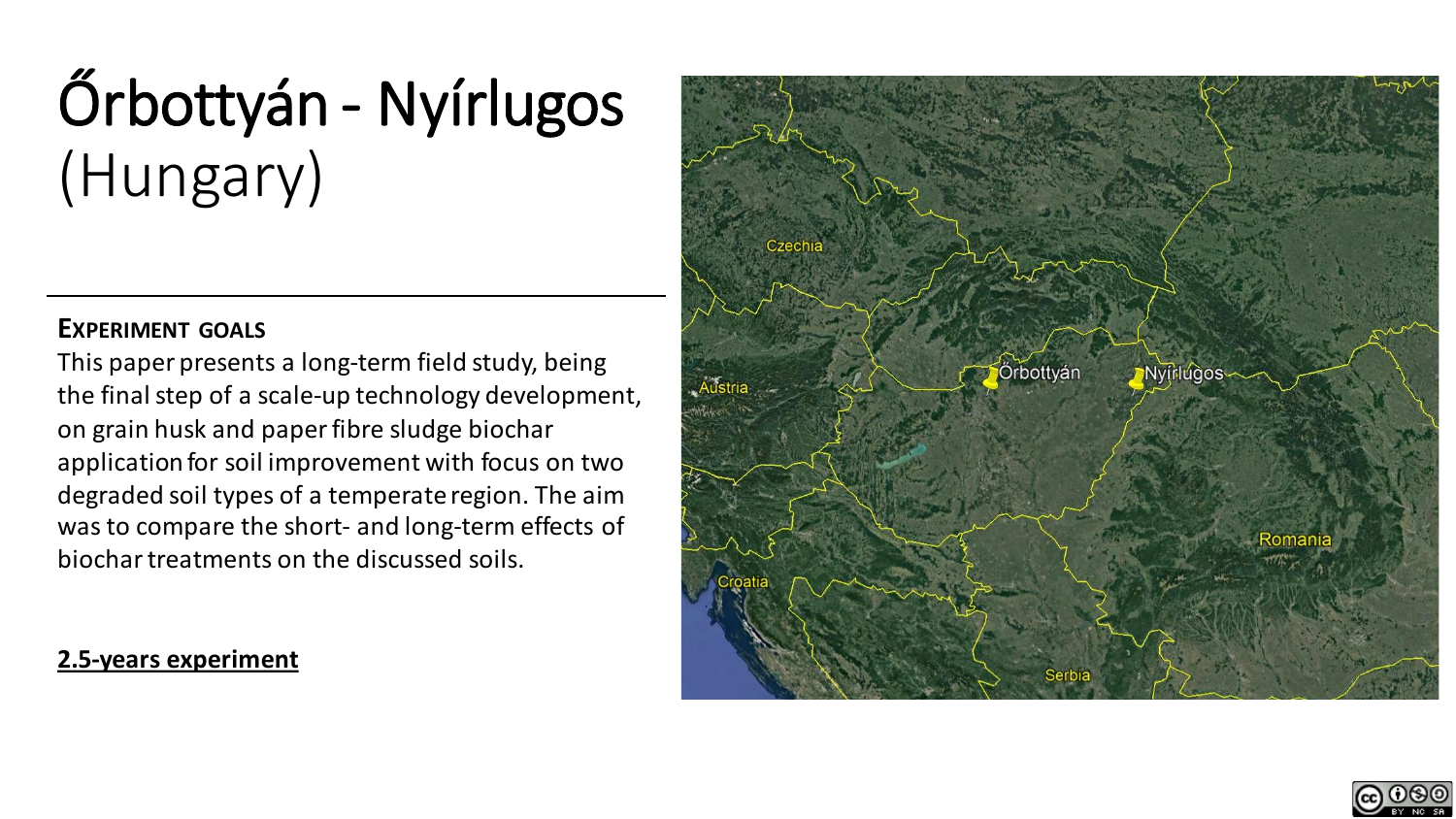# Őrbottyán - Nyírlugos (Hungary)

**EXPERIMENT GOALS**

This paper presents a long-term field study, being the final step of a scale-up technology development, on grain husk and paper fibre sludge biochar application for soil improvement with focus on two degraded soil types of a temperate region. The aim was to compare the short- and long-term effects of biochar treatments on the discussed soils.

**2.5-years experiment**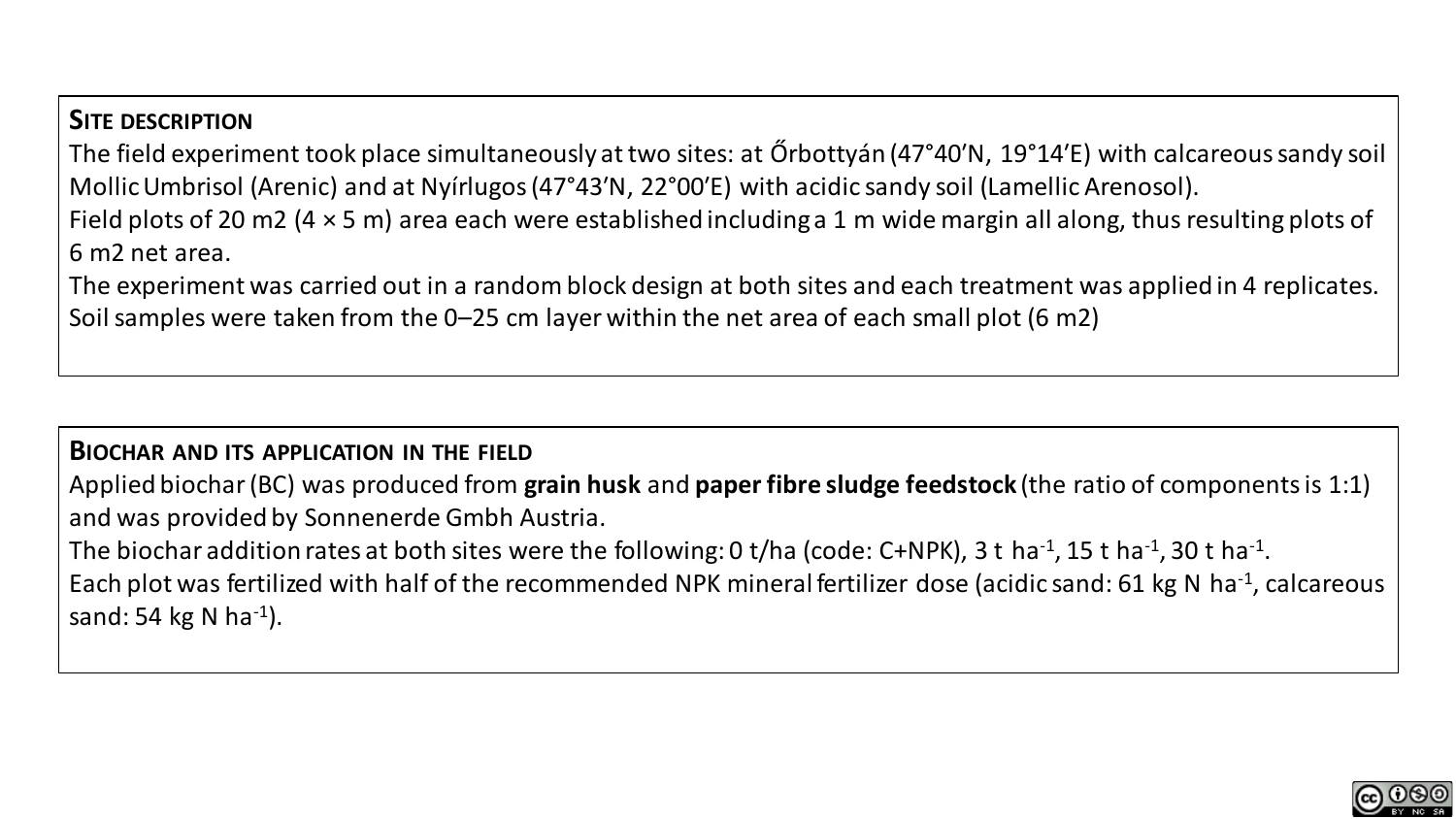## Site description

The field experiment took place simultaneously at two sites: at Őrbottyán (47°40’N, 19°14’E) with calcareous sandy soil Mollic Umbrisol (Arenic) and at Nyírlugos (47°43’N, 22°00’E) with acidic sandy soil (Lamellic Arenosol).

Field plots of 20 m2 (4 × 5 m) area each were established including a 1 m wide margin all along, thus resulting plots of 6 m2 net area.

The experiment was carried out in a random block design at both sites and each treatment was applied in 4 replicates.

Soil samples were taken from the 0–25 cm layer within the net area of each small plot (6 m2)

## Biochar and its application in the field

Applied biochar (BC) was produced from **grain husk** and **paper fibre sludge feedstock** (the ratio of components is 1:1) and was provided by Sonnenerde Gmbh Austria.

The biochar addition rates at both sites were the following: 0 t/ha (code: C+NPK), 3 t $ha^{-1}$, 15 t $ha^{-1}$, 30 t $ha^{-1}$.

Each plot was fertilized with half of the recommended NPK mineral fertilizer dose (acidic sand: 61 kg N $ha^{-1}$, calcareous sand: 54 kg N $ha^{-1}$).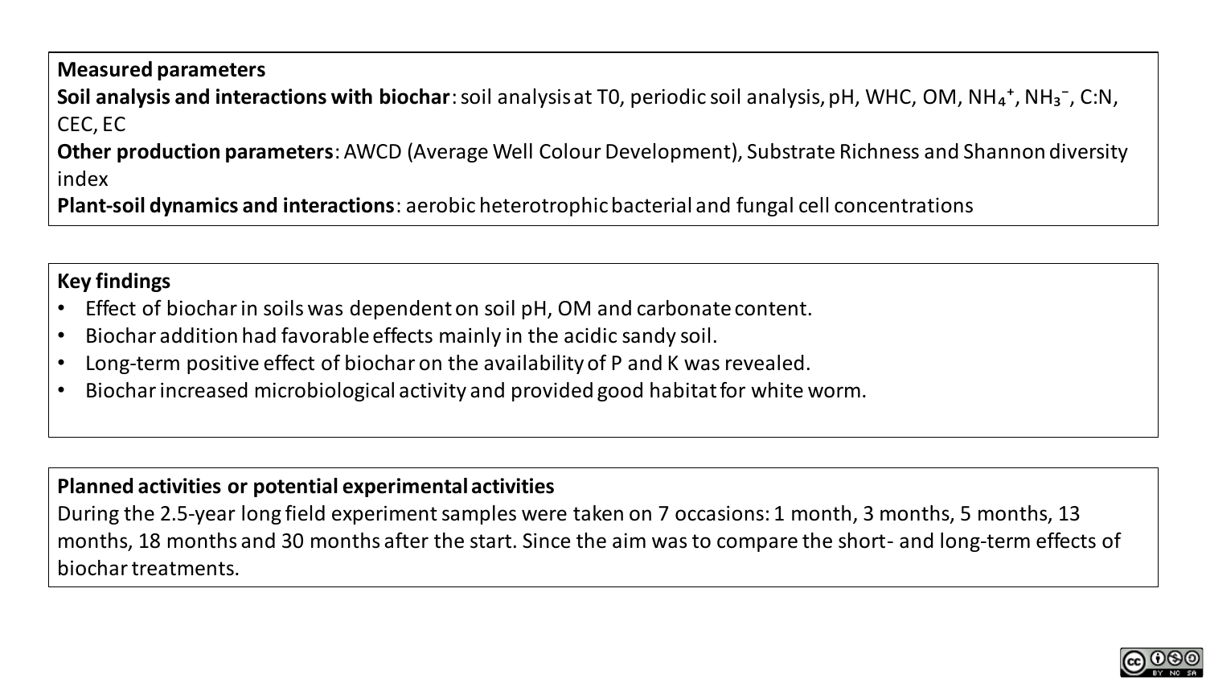**Measured parameters**

**Soil analysis and interactions with biochar**: soil analysis at T0, periodic soil analysis, pH, WHC, OM, $NH_4^+$, $NH_3^-$, C:N, CEC, EC

**Other production parameters**: AWCD (Average Well Colour Development), Substrate Richness and Shannon diversity index

**Plant-soil dynamics and interactions**: aerobic heterotrophic bacterial and fungal cell concentrations

**Key findings**

- Effect of biochar in soils was dependent on soil pH, OM and carbonate content.
- Biochar addition had favorable effects mainly in the acidic sandy soil.
- Long-term positive effect of biochar on the availability of P and K was revealed.
- Biochar increased microbiological activity and provided good habitat for white worm.

**Planned activities or potential experimental activities**

During the 2.5-year long field experiment samples were taken on 7 occasions: 1 month, 3 months, 5 months, 13 months, 18 months and 30 months after the start. Since the aim was to compare the short- and long-term effects of biochar treatments.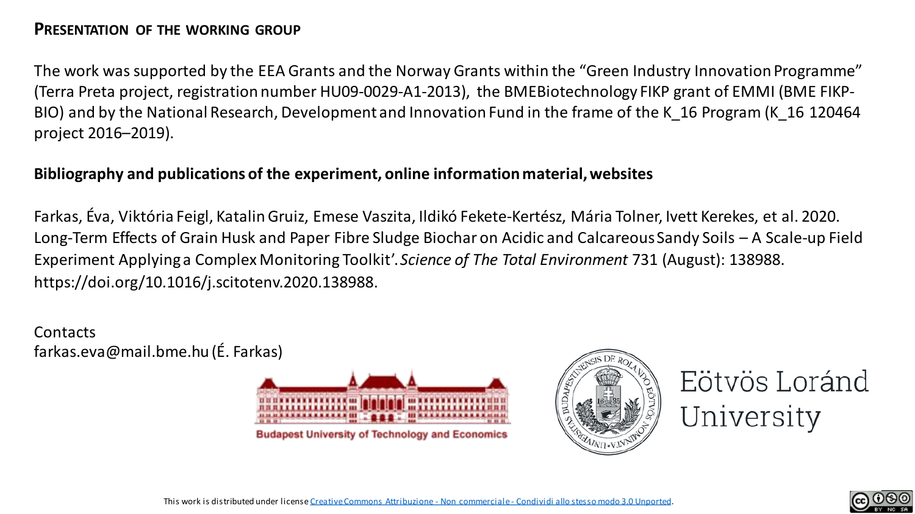## Presentation of the working group

The work was supported by the EEA Grants and the Norway Grants within the "Green Industry Innovation Programme" (Terra Preta project, registration number HU09-0029-A1-2013), the BMEBiotechnology FIKP grant of EMMI (BME FIKP-BIO) and by the National Research, Development and Innovation Fund in the frame of the K_16 Program (K_16 120464 project 2016–2019).

**Bibliography and publications of the experiment, online information material, websites**

Farkas, Éva, Viktória Feigl, Katalin Gruiz, Emese Vaszita, Ildikó Fekete-Kertész, Mária Tolner, Ivett Kerekes, et al. 2020. Long-Term Effects of Grain Husk and Paper Fibre Sludge Biochar on Acidic and Calcareous Sandy Soils – A Scale-up Field Experiment Applying a Complex Monitoring Toolkit'. *Science of The Total Environment* 731 (August): 138988. https://doi.org/10.1016/j.scitotenv.2020.138988.

Contacts
farkas.eva@mail.bme.hu (É. Farkas)

Budapest University of Technology and Economics

Eötvös Loránd University

This work is distributed under license [Creative Commons Attribuzione - Non commerciale - Condividi allo stesso modo 3.0 Unported](https://creativecommons.org/licenses/by-nc-sa/3.0/).